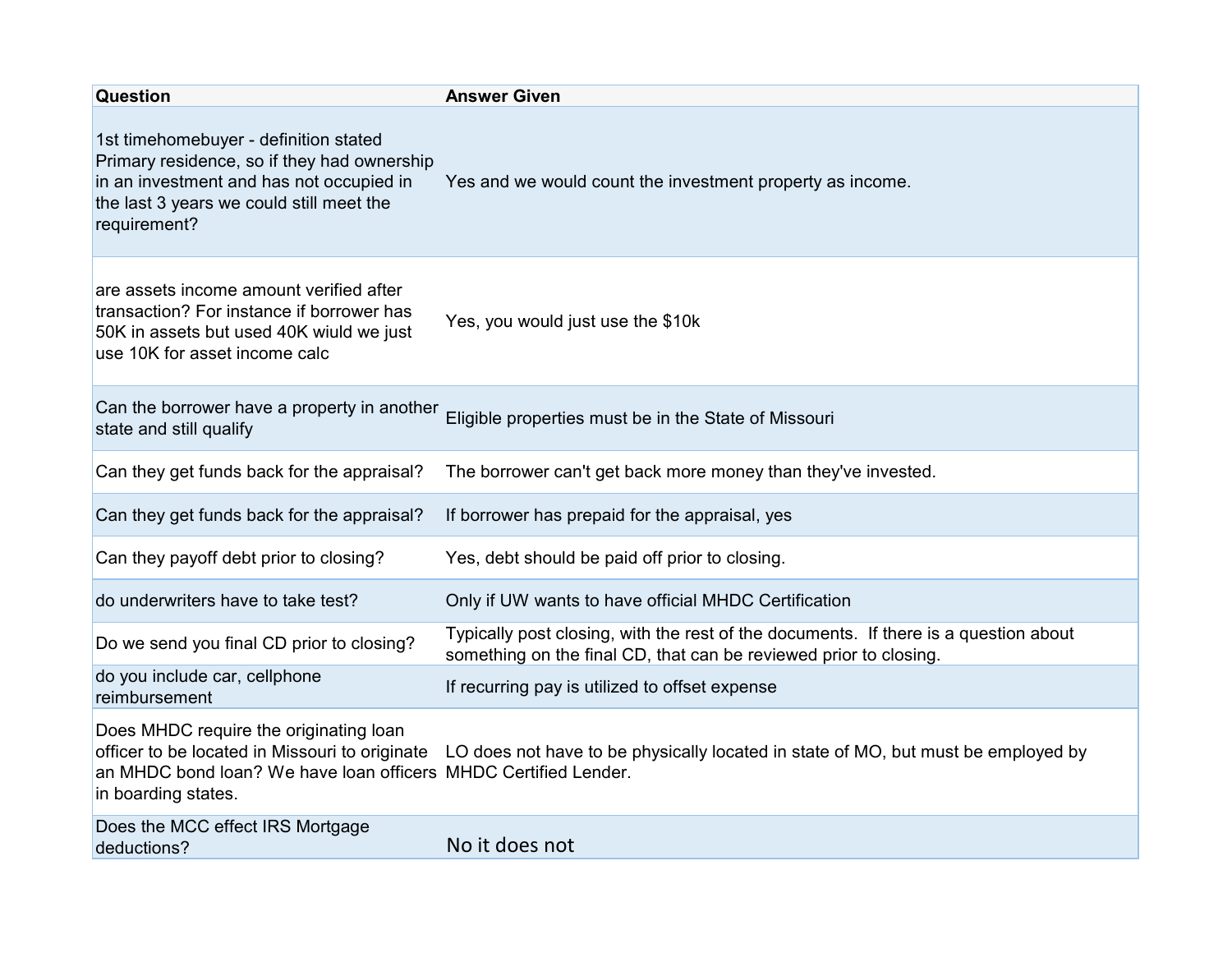| Question | Answer Given |
| --- | --- |
| 1st timehomebuyer - definition stated Primary residence, so if they had ownership in an investment and has not occupied in the last 3 years we could still meet the requirement? | Yes and we would count the investment property as income. |
| are assets income amount verified after transaction? For instance if borrower has 50K in assets but used 40K wiuld we just use 10K for asset income calc | Yes, you would just use the $10k |
| Can the borrower have a property in another state and still qualify | Eligible properties must be in the State of Missouri |
| Can they get funds back for the appraisal? | The borrower can't get back more money than they've invested. |
| Can they get funds back for the appraisal? | If borrower has prepaid for the appraisal, yes |
| Can they payoff debt prior to closing? | Yes, debt should be paid off prior to closing. |
| do underwriters have to take test? | Only if UW wants to have official MHDC Certification |
| Do we send you final CD prior to closing? | Typically post closing, with the rest of the documents. If there is a question about something on the final CD, that can be reviewed prior to closing. |
| do you include car, cellphone reimbursement | If recurring pay is utilized to offset expense |
| Does MHDC require the originating loan officer to be located in Missouri to originate an MHDC bond loan? We have loan officers in boarding states. | LO does not have to be physically located in state of MO, but must be employed by MHDC Certified Lender. |
| Does the MCC effect IRS Mortgage deductions? | No it does not |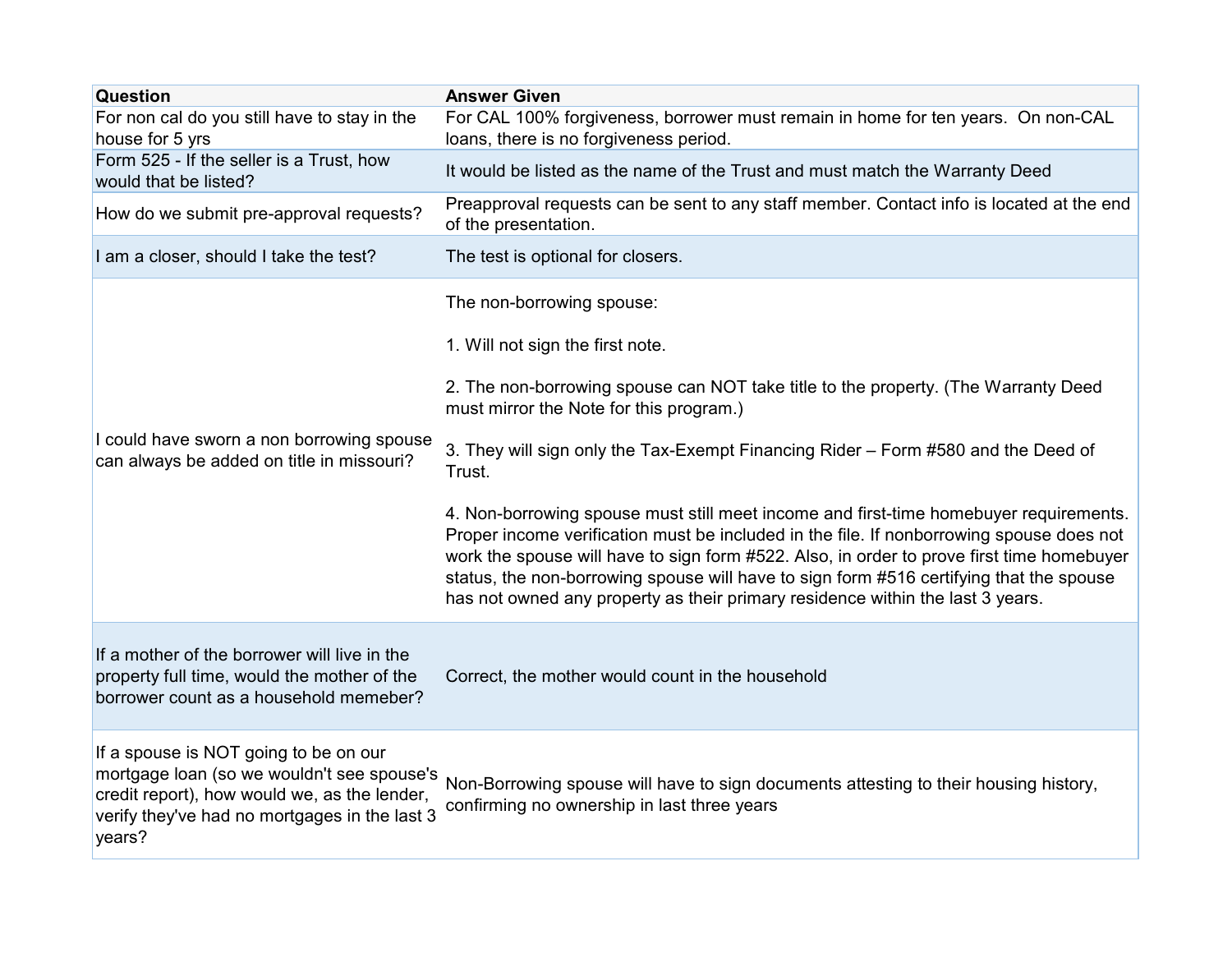| Question | Answer Given |
|---|---|
| For non cal do you still have to stay in the house for 5 yrs | For CAL 100% forgiveness, borrower must remain in home for ten years. On non-CAL loans, there is no forgiveness period. |
| Form 525 - If the seller is a Trust, how would that be listed? | It would be listed as the name of the Trust and must match the Warranty Deed |
| How do we submit pre-approval requests? | Preapproval requests can be sent to any staff member. Contact info is located at the end of the presentation. |
| I am a closer, should I take the test? | The test is optional for closers. |
| I could have sworn a non borrowing spouse can always be added on title in missouri? | The non-borrowing spouse:<br><br>1. Will not sign the first note.<br><br>2. The non-borrowing spouse can NOT take title to the property. (The Warranty Deed must mirror the Note for this program.)<br><br>3. They will sign only the Tax-Exempt Financing Rider – Form #580 and the Deed of Trust.<br><br>4. Non-borrowing spouse must still meet income and first-time homebuyer requirements. Proper income verification must be included in the file. If nonborrowing spouse does not work the spouse will have to sign form #522. Also, in order to prove first time homebuyer status, the non-borrowing spouse will have to sign form #516 certifying that the spouse has not owned any property as their primary residence within the last 3 years. |
| If a mother of the borrower will live in the property full time, would the mother of the borrower count as a household memeber? | Correct, the mother would count in the household |
| If a spouse is NOT going to be on our mortgage loan (so we wouldn't see spouse's credit report), how would we, as the lender, verify they've had no mortgages in the last 3 years? | Non-Borrowing spouse will have to sign documents attesting to their housing history, confirming no ownership in last three years |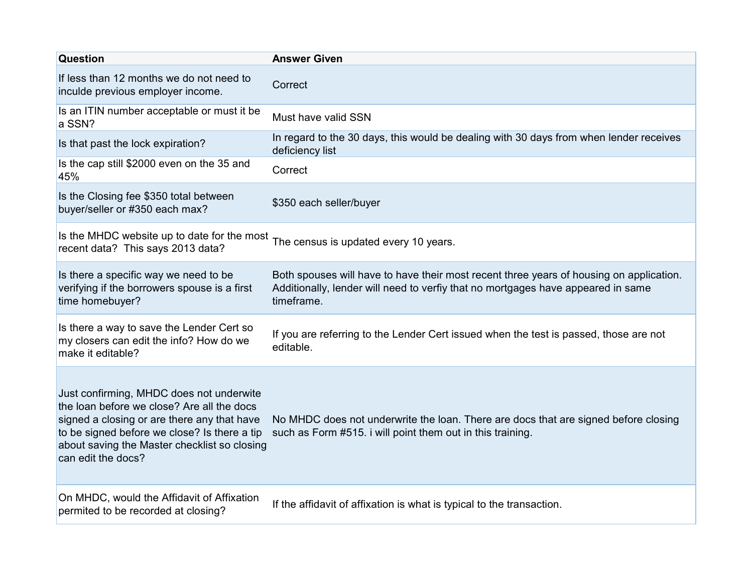| Question | Answer Given |
|---|---|
| If less than 12 months we do not need to inculde previous employer income. | Correct |
| Is an ITIN number acceptable or must it be a SSN? | Must have valid SSN |
| Is that past the lock expiration? | In regard to the 30 days, this would be dealing with 30 days from when lender receives deficiency list |
| Is the cap still $2000 even on the 35 and 45% | Correct |
| Is the Closing fee $350 total between buyer/seller or #350 each max? | $350 each seller/buyer |
| Is the MHDC website up to date for the most recent data? This says 2013 data? | The census is updated every 10 years. |
| Is there a specific way we need to be verifying if the borrowers spouse is a first time homebuyer? | Both spouses will have to have their most recent three years of housing on application. Additionally, lender will need to verfiy that no mortgages have appeared in same timeframe. |
| Is there a way to save the Lender Cert so my closers can edit the info? How do we make it editable? | If you are referring to the Lender Cert issued when the test is passed, those are not editable. |
| Just confirming, MHDC does not underwite the loan before we close? Are all the docs signed a closing or are there any that have to be signed before we close? Is there a tip about saving the Master checklist so closing can edit the docs? | No MHDC does not underwrite the loan. There are docs that are signed before closing such as Form #515. i will point them out in this training. |
| On MHDC, would the Affidavit of Affixation permited to be recorded at closing? | If the affidavit of affixation is what is typical to the transaction. |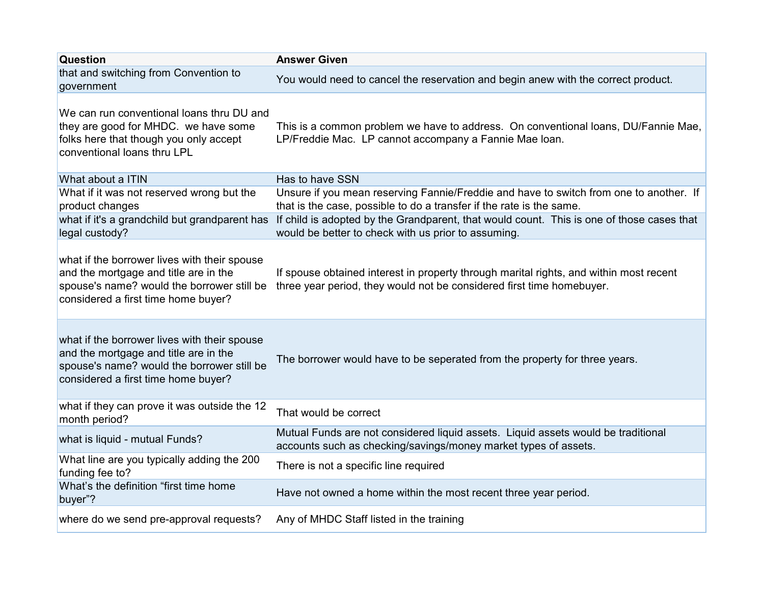| Question | Answer Given |
|---|---|
| that and switching from Convention to government | You would need to cancel the reservation and begin anew with the correct product. |
| We can run conventional loans thru DU and they are good for MHDC. we have some folks here that though you only accept conventional loans thru LPL | This is a common problem we have to address. On conventional loans, DU/Fannie Mae, LP/Freddie Mac. LP cannot accompany a Fannie Mae loan. |
| What about a ITIN | Has to have SSN |
| What if it was not reserved wrong but the product changes | Unsure if you mean reserving Fannie/Freddie and have to switch from one to another. If that is the case, possible to do a transfer if the rate is the same. |
| what if it's a grandchild but grandparent has legal custody? | If child is adopted by the Grandparent, that would count. This is one of those cases that would be better to check with us prior to assuming. |
| what if the borrower lives with their spouse and the mortgage and title are in the spouse's name? would the borrower still be considered a first time home buyer? | If spouse obtained interest in property through marital rights, and within most recent three year period, they would not be considered first time homebuyer. |
| what if the borrower lives with their spouse and the mortgage and title are in the spouse's name? would the borrower still be considered a first time home buyer? | The borrower would have to be seperated from the property for three years. |
| what if they can prove it was outside the 12 month period? | That would be correct |
| what is liquid - mutual Funds? | Mutual Funds are not considered liquid assets. Liquid assets would be traditional accounts such as checking/savings/money market types of assets. |
| What line are you typically adding the 200 funding fee to? | There is not a specific line required |
| What's the definition "first time home buyer"? | Have not owned a home within the most recent three year period. |
| where do we send pre-approval requests? | Any of MHDC Staff listed in the training |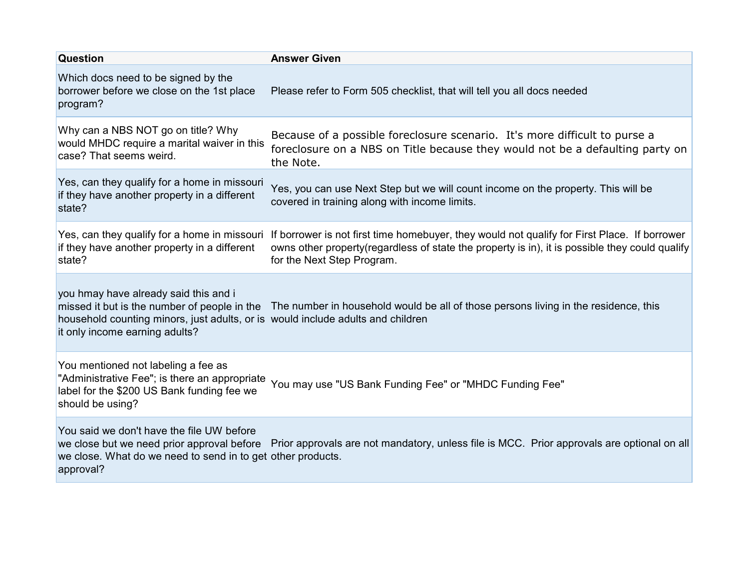| Question | Answer Given |
|---|---|
| Which docs need to be signed by the borrower before we close on the 1st place program? | Please refer to Form 505 checklist, that will tell you all docs needed |
| Why can a NBS NOT go on title? Why would MHDC require a marital waiver in this case? That seems weird. | Because of a possible foreclosure scenario. It's more difficult to purse a foreclosure on a NBS on Title because they would not be a defaulting party on the Note. |
| Yes, can they qualify for a home in missouri if they have another property in a different state? | Yes, you can use Next Step but we will count income on the property. This will be covered in training along with income limits. |
| Yes, can they qualify for a home in missouri if they have another property in a different state? | If borrower is not first time homebuyer, they would not qualify for First Place. If borrower owns other property(regardless of state the property is in), it is possible they could qualify for the Next Step Program. |
| you hmay have already said this and i missed it but is the number of people in the household counting minors, just adults, or is it only income earning adults? | The number in household would be all of those persons living in the residence, this would include adults and children |
| You mentioned not labeling a fee as "Administrative Fee"; is there an appropriate label for the $200 US Bank funding fee we should be using? | You may use "US Bank Funding Fee" or "MHDC Funding Fee" |
| You said we don't have the file UW before we close but we need prior approval before we close. What do we need to send in to get approval? | Prior approvals are not mandatory, unless file is MCC. Prior approvals are optional on all other products. |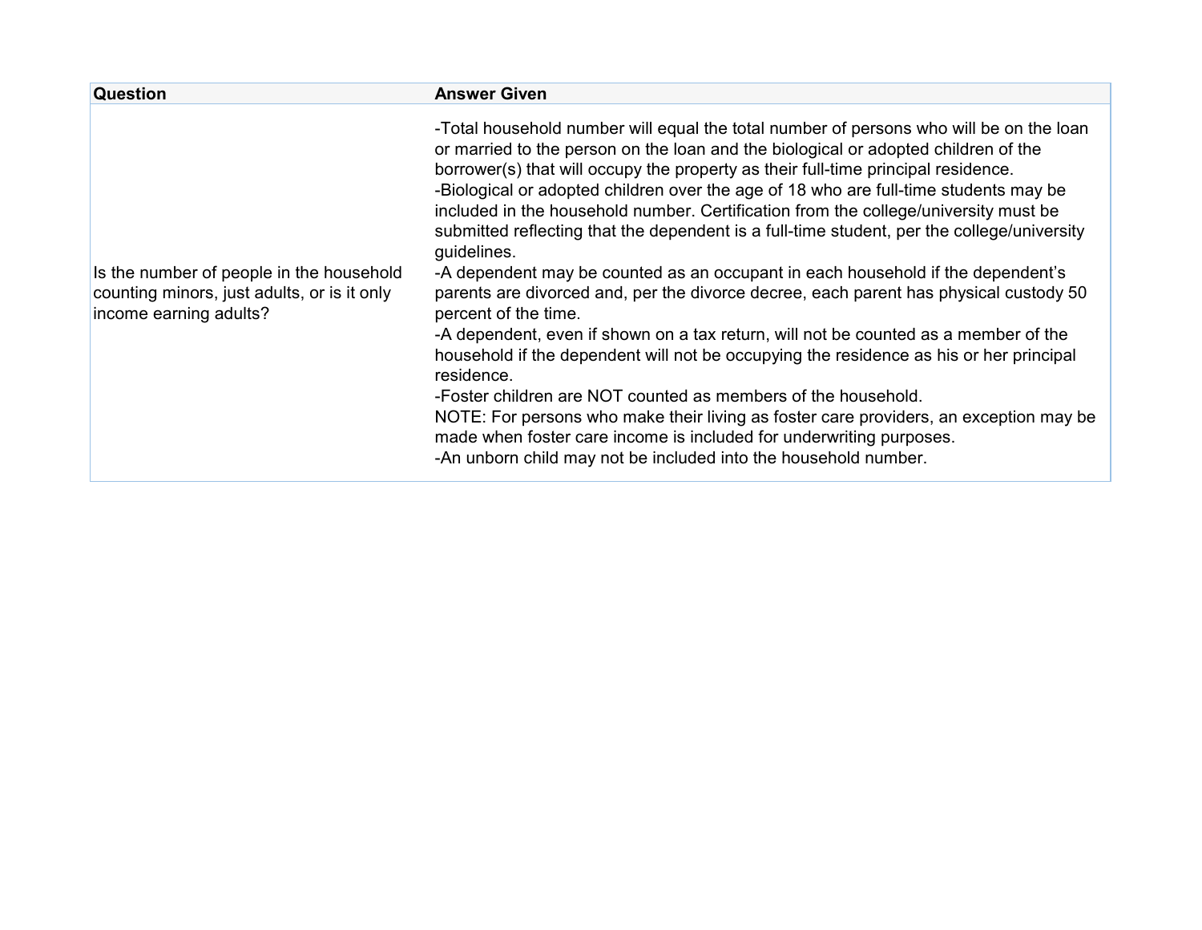| Question | Answer Given |
|---|---|
| Is the number of people in the household counting minors, just adults, or is it only income earning adults? | -Total household number will equal the total number of persons who will be on the loan or married to the person on the loan and the biological or adopted children of the borrower(s) that will occupy the property as their full-time principal residence.<br>-Biological or adopted children over the age of 18 who are full-time students may be included in the household number. Certification from the college/university must be submitted reflecting that the dependent is a full-time student, per the college/university guidelines.<br>-A dependent may be counted as an occupant in each household if the dependent's parents are divorced and, per the divorce decree, each parent has physical custody 50 percent of the time.<br>-A dependent, even if shown on a tax return, will not be counted as a member of the household if the dependent will not be occupying the residence as his or her principal residence.<br>-Foster children are NOT counted as members of the household.<br>NOTE: For persons who make their living as foster care providers, an exception may be made when foster care income is included for underwriting purposes.<br>-An unborn child may not be included into the household number. |